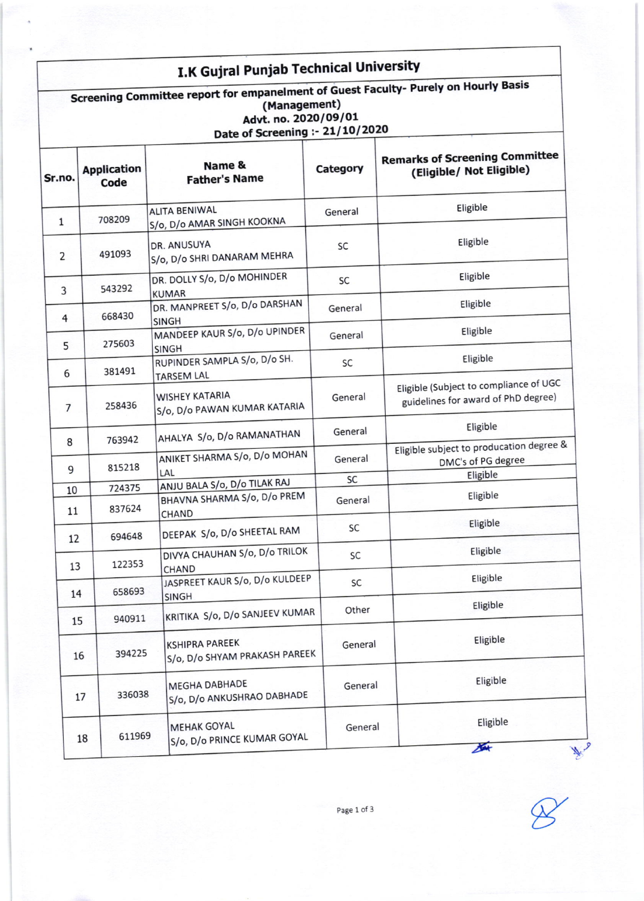# I.K Gujral Punjab Technical University

## Screening Committee report for empanelment of Guest Faculty- Purely on Hourly Basis (Management)

**Advt. no. 2020/09/01**

**Date of Screening :- 21/10/2020**

| Sr.no. | Application Code | Name & Father's Name | Category | Remarks of Screening Committee (Eligible/ Not Eligible) |
|---|---|---|---|---|
| 1 | 708209 | ALITA BENIWAL S/o, D/o AMAR SINGH KOOKNA | General | Eligible |
| 2 | 491093 | DR. ANUSUYA S/o, D/o SHRI DANARAM MEHRA | SC | Eligible |
| 3 | 543292 | DR. DOLLY S/o, D/o MOHINDER KUMAR | SC | Eligible |
| 4 | 668430 | DR. MANPREET S/o, D/o DARSHAN SINGH | General | Eligible |
| 5 | 275603 | MANDEEP KAUR S/o, D/o UPINDER SINGH | General | Eligible |
| 6 | 381491 | RUPINDER SAMPLA S/o, D/o SH. TARSEM LAL | SC | Eligible |
| 7 | 258436 | WISHEY KATARIA S/o, D/o PAWAN KUMAR KATARIA | General | Eligible (Subject to compliance of UGC guidelines for award of PhD degree) |
| 8 | 763942 | AHALYA S/o, D/o RAMANATHAN | General | Eligible |
| 9 | 815218 | ANIKET SHARMA S/o, D/o MOHAN LAL | General | Eligible subject to producation degree & DMC's of PG degree |
| 10 | 724375 | ANJU BALA S/o, D/o TILAK RAJ | SC | Eligible |
| 11 | 837624 | BHAVNA SHARMA S/o, D/o PREM CHAND | General | Eligible |
| 12 | 694648 | DEEPAK S/o, D/o SHEETAL RAM | SC | Eligible |
| 13 | 122353 | DIVYA CHAUHAN S/o, D/o TRILOK CHAND | SC | Eligible |
| 14 | 658693 | JASPREET KAUR S/o, D/o KULDEEP SINGH | SC | Eligible |
| 15 | 940911 | KRITIKA S/o, D/o SANJEEV KUMAR | Other | Eligible |
| 16 | 394225 | KSHIPRA PAREEK S/o, D/o SHYAM PRAKASH PAREEK | General | Eligible |
| 17 | 336038 | MEGHA DABHADE S/o, D/o ANKUSHRAO DABHADE | General | Eligible |
| 18 | 611969 | MEHAK GOYAL S/o, D/o PRINCE KUMAR GOYAL | General | Eligible |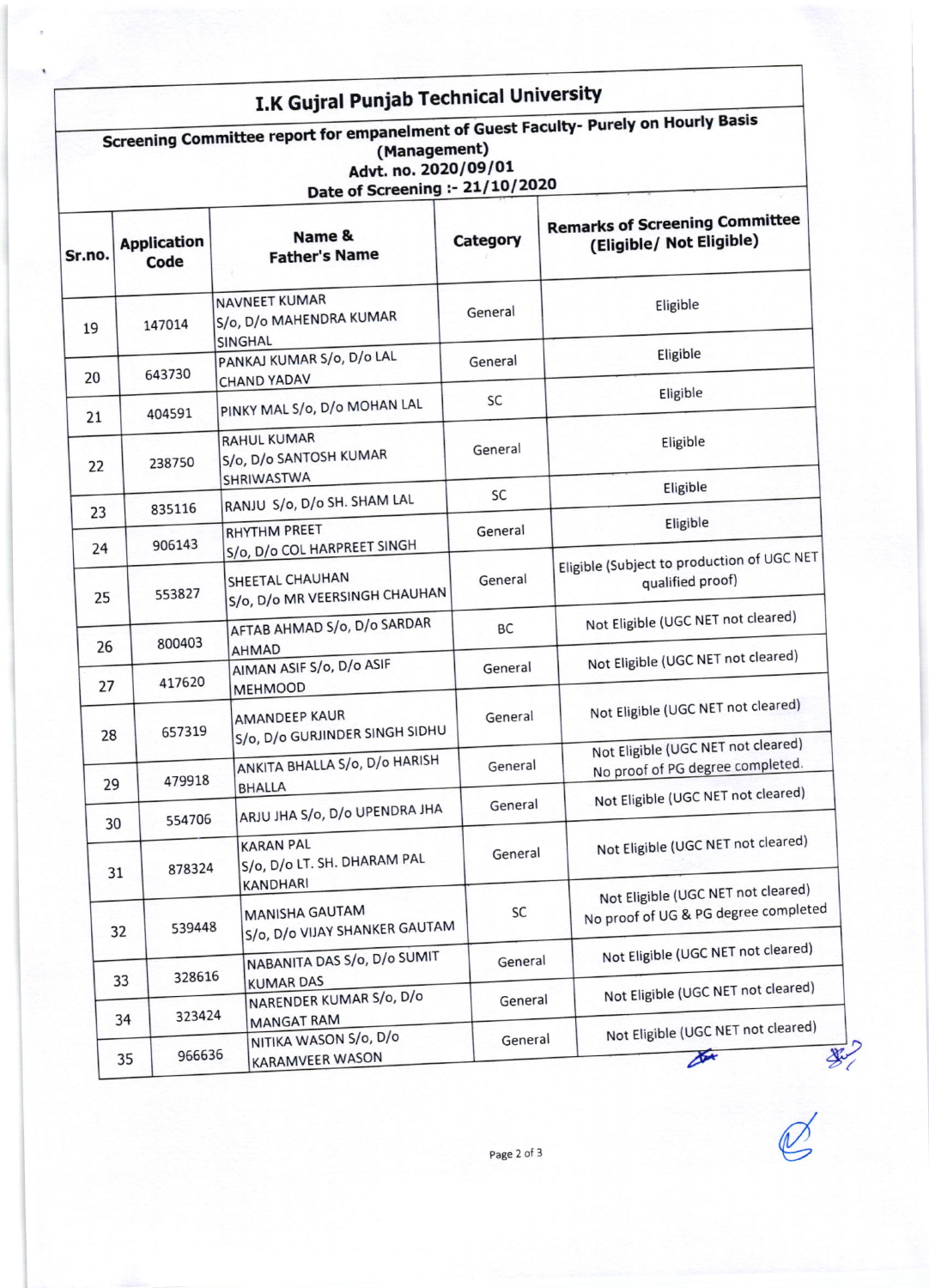# I.K Gujral Punjab Technical University

## Screening Committee report for empanelment of Guest Faculty- Purely on Hourly Basis (Management)

**Advt. no. 2020/09/01**

**Date of Screening :- 21/10/2020**

| Sr.no. | Application Code | Name & Father's Name | Category | Remarks of Screening Committee (Eligible/ Not Eligible) |
|---|---|---|---|---|
| 19 | 147014 | NAVNEET KUMAR S/o, D/o MAHENDRA KUMAR SINGHAL | General | Eligible |
| 20 | 643730 | PANKAJ KUMAR S/o, D/o LAL CHAND YADAV | General | Eligible |
| 21 | 404591 | PINKY MAL S/o, D/o MOHAN LAL | SC | Eligible |
| 22 | 238750 | RAHUL KUMAR S/o, D/o SANTOSH KUMAR SHRIWASTWA | General | Eligible |
| 23 | 835116 | RANJU S/o, D/o SH. SHAM LAL | SC | Eligible |
| 24 | 906143 | RHYTHM PREET S/o, D/o COL HARPREET SINGH | General | Eligible |
| 25 | 553827 | SHEETAL CHAUHAN S/o, D/o MR VEERSINGH CHAUHAN | General | Eligible (Subject to production of UGC NET qualified proof) |
| 26 | 800403 | AFTAB AHMAD S/o, D/o SARDAR AHMAD | BC | Not Eligible (UGC NET not cleared) |
| 27 | 417620 | AIMAN ASIF S/o, D/o ASIF MEHMOOD | General | Not Eligible (UGC NET not cleared) |
| 28 | 657319 | AMANDEEP KAUR S/o, D/o GURJINDER SINGH SIDHU | General | Not Eligible (UGC NET not cleared) |
| 29 | 479918 | ANKITA BHALLA S/o, D/o HARISH BHALLA | General | Not Eligible (UGC NET not cleared) No proof of PG degree completed. |
| 30 | 554706 | ARJU JHA S/o, D/o UPENDRA JHA | General | Not Eligible (UGC NET not cleared) |
| 31 | 878324 | KARAN PAL S/o, D/o LT. SH. DHARAM PAL KANDHARI | General | Not Eligible (UGC NET not cleared) |
| 32 | 539448 | MANISHA GAUTAM S/o, D/o VIJAY SHANKER GAUTAM | SC | Not Eligible (UGC NET not cleared) No proof of UG & PG degree completed |
| 33 | 328616 | NABANITA DAS S/o, D/o SUMIT KUMAR DAS | General | Not Eligible (UGC NET not cleared) |
| 34 | 323424 | NARENDER KUMAR S/o, D/o MANGAT RAM | General | Not Eligible (UGC NET not cleared) |
| 35 | 966636 | NITIKA WASON S/o, D/o KARAMVEER WASON | General | Not Eligible (UGC NET not cleared) |